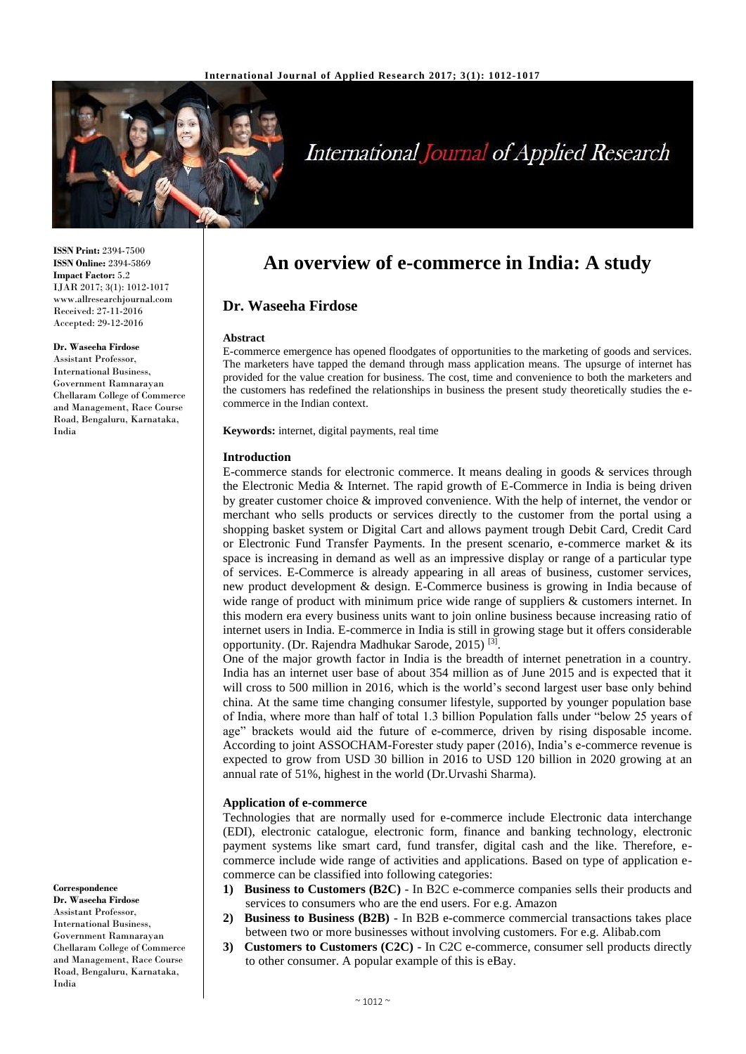# An overview of e-commerce in India: A study

## Dr. Waseeha Firdose

ISSN Print: 2394-7500
ISSN Online: 2394-5869
Impact Factor: 5.2
IJAR 2017; 3(1): 1012-1017
www.allresearchjournal.com
Received: 27-11-2016
Accepted: 29-12-2016

**Dr. Waseeha Firdose**
Assistant Professor, International Business, Government Ramnarayan Chellaram College of Commerce and Management, Race Course Road, Bengaluru, Karnataka, India

**Correspondence**
**Dr. Waseeha Firdose**
Assistant Professor, International Business, Government Ramnarayan Chellaram College of Commerce and Management, Race Course Road, Bengaluru, Karnataka, India

### Abstract

E-commerce emergence has opened floodgates of opportunities to the marketing of goods and services. The marketers have tapped the demand through mass application means. The upsurge of internet has provided for the value creation for business. The cost, time and convenience to both the marketers and the customers has redefined the relationships in business the present study theoretically studies the e-commerce in the Indian context.

**Keywords:** internet, digital payments, real time

### Introduction

E-commerce stands for electronic commerce. It means dealing in goods & services through the Electronic Media & Internet. The rapid growth of E-Commerce in India is being driven by greater customer choice & improved convenience. With the help of internet, the vendor or merchant who sells products or services directly to the customer from the portal using a shopping basket system or Digital Cart and allows payment trough Debit Card, Credit Card or Electronic Fund Transfer Payments. In the present scenario, e-commerce market & its space is increasing in demand as well as an impressive display or range of a particular type of services. E-Commerce is already appearing in all areas of business, customer services, new product development & design. E-Commerce business is growing in India because of wide range of product with minimum price wide range of suppliers & customers internet. In this modern era every business units want to join online business because increasing ratio of internet users in India. E-commerce in India is still in growing stage but it offers considerable opportunity. (Dr. Rajendra Madhukar Sarode, 2015) [3].

One of the major growth factor in India is the breadth of internet penetration in a country. India has an internet user base of about 354 million as of June 2015 and is expected that it will cross to 500 million in 2016, which is the world's second largest user base only behind china. At the same time changing consumer lifestyle, supported by younger population base of India, where more than half of total 1.3 billion Population falls under "below 25 years of age" brackets would aid the future of e-commerce, driven by rising disposable income. According to joint ASSOCHAM-Forester study paper (2016), India's e-commerce revenue is expected to grow from USD 30 billion in 2016 to USD 120 billion in 2020 growing at an annual rate of 51%, highest in the world (Dr.Urvashi Sharma).

### Application of e-commerce

Technologies that are normally used for e-commerce include Electronic data interchange (EDI), electronic catalogue, electronic form, finance and banking technology, electronic payment systems like smart card, fund transfer, digital cash and the like. Therefore, e-commerce include wide range of activities and applications. Based on type of application e-commerce can be classified into following categories:

1) **Business to Customers (B2C)** - In B2C e-commerce companies sells their products and services to consumers who are the end users. For e.g. Amazon
2) **Business to Business (B2B)** - In B2B e-commerce commercial transactions takes place between two or more businesses without involving customers. For e.g. Alibab.com
3) **Customers to Customers (C2C)** - In C2C e-commerce, consumer sell products directly to other consumer. A popular example of this is eBay.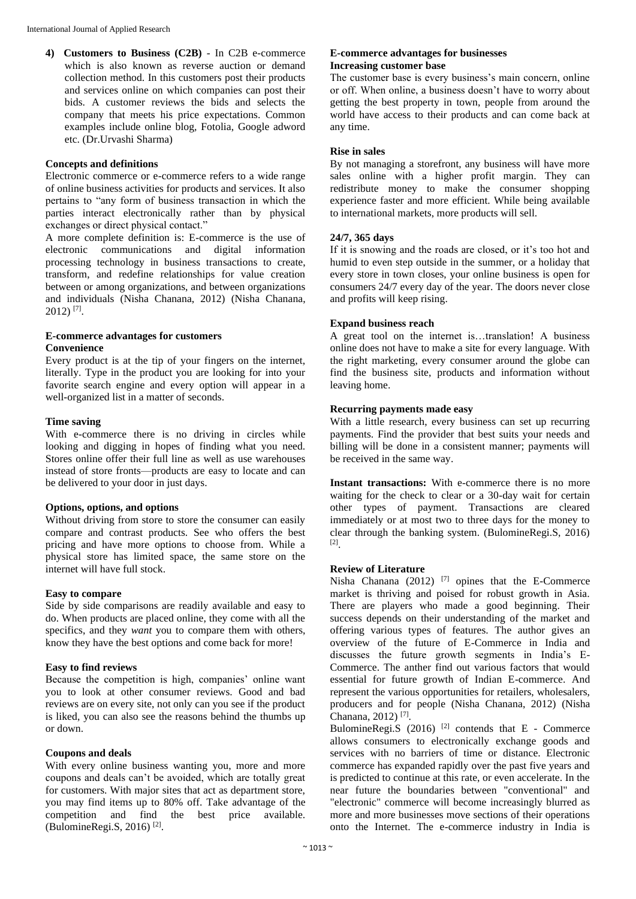4) **Customers to Business (C2B)** - In C2B e-commerce which is also known as reverse auction or demand collection method. In this customers post their products and services online on which companies can post their bids. A customer reviews the bids and selects the company that meets his price expectations. Common examples include online blog, Fotolia, Google adword etc. (Dr.Urvashi Sharma)

**Concepts and definitions**

Electronic commerce or e-commerce refers to a wide range of online business activities for products and services. It also pertains to "any form of business transaction in which the parties interact electronically rather than by physical exchanges or direct physical contact."

A more complete definition is: E-commerce is the use of electronic communications and digital information processing technology in business transactions to create, transform, and redefine relationships for value creation between or among organizations, and between organizations and individuals (Nisha Chanana, 2012) (Nisha Chanana, 2012) [7].

**E-commerce advantages for customers**

**Convenience**

Every product is at the tip of your fingers on the internet, literally. Type in the product you are looking for into your favorite search engine and every option will appear in a well-organized list in a matter of seconds.

**Time saving**

With e-commerce there is no driving in circles while looking and digging in hopes of finding what you need. Stores online offer their full line as well as use warehouses instead of store fronts—products are easy to locate and can be delivered to your door in just days.

**Options, options, and options**

Without driving from store to store the consumer can easily compare and contrast products. See who offers the best pricing and have more options to choose from. While a physical store has limited space, the same store on the internet will have full stock.

**Easy to compare**

Side by side comparisons are readily available and easy to do. When products are placed online, they come with all the specifics, and they *want* you to compare them with others, know they have the best options and come back for more!

**Easy to find reviews**

Because the competition is high, companies' online want you to look at other consumer reviews. Good and bad reviews are on every site, not only can you see if the product is liked, you can also see the reasons behind the thumbs up or down.

**Coupons and deals**

With every online business wanting you, more and more coupons and deals can't be avoided, which are totally great for customers. With major sites that act as department store, you may find items up to 80% off. Take advantage of the competition and find the best price available. (BulomineRegi.S, 2016) [2].

**E-commerce advantages for businesses**

**Increasing customer base**

The customer base is every business's main concern, online or off. When online, a business doesn't have to worry about getting the best property in town, people from around the world have access to their products and can come back at any time.

**Rise in sales**

By not managing a storefront, any business will have more sales online with a higher profit margin. They can redistribute money to make the consumer shopping experience faster and more efficient. While being available to international markets, more products will sell.

**24/7, 365 days**

If it is snowing and the roads are closed, or it's too hot and humid to even step outside in the summer, or a holiday that every store in town closes, your online business is open for consumers 24/7 every day of the year. The doors never close and profits will keep rising.

**Expand business reach**

A great tool on the internet is…translation! A business online does not have to make a site for every language. With the right marketing, every consumer around the globe can find the business site, products and information without leaving home.

**Recurring payments made easy**

With a little research, every business can set up recurring payments. Find the provider that best suits your needs and billing will be done in a consistent manner; payments will be received in the same way.

**Instant transactions:** With e-commerce there is no more waiting for the check to clear or a 30-day wait for certain other types of payment. Transactions are cleared immediately or at most two to three days for the money to clear through the banking system. (BulomineRegi.S, 2016) [2].

**Review of Literature**

Nisha Chanana (2012) [7] opines that the E-Commerce market is thriving and poised for robust growth in Asia. There are players who made a good beginning. Their success depends on their understanding of the market and offering various types of features. The author gives an overview of the future of E-Commerce in India and discusses the future growth segments in India's E-Commerce. The anther find out various factors that would essential for future growth of Indian E-commerce. And represent the various opportunities for retailers, wholesalers, producers and for people (Nisha Chanana, 2012) (Nisha Chanana, 2012) [7].

BulomineRegi.S (2016) [2] contends that E - Commerce allows consumers to electronically exchange goods and services with no barriers of time or distance. Electronic commerce has expanded rapidly over the past five years and is predicted to continue at this rate, or even accelerate. In the near future the boundaries between "conventional" and "electronic" commerce will become increasingly blurred as more and more businesses move sections of their operations onto the Internet. The e-commerce industry in India is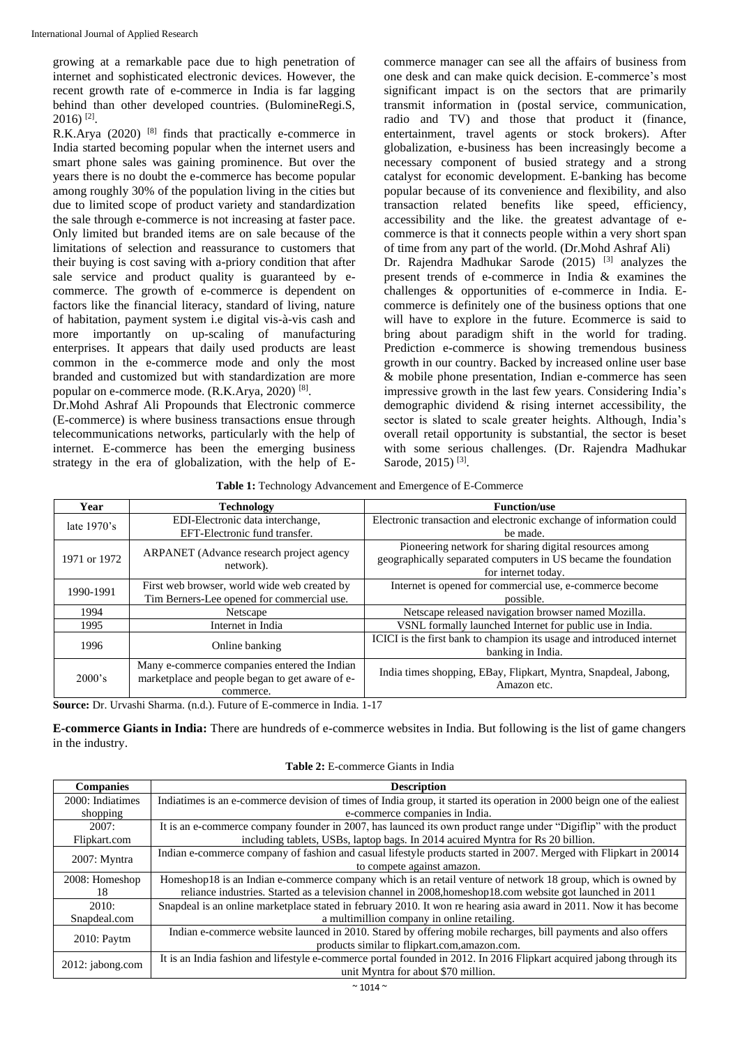growing at a remarkable pace due to high penetration of internet and sophisticated electronic devices. However, the recent growth rate of e-commerce in India is far lagging behind than other developed countries. (BulomineRegi.S, 2016) [2].

R.K.Arya (2020) [8] finds that practically e-commerce in India started becoming popular when the internet users and smart phone sales was gaining prominence. But over the years there is no doubt the e-commerce has become popular among roughly 30% of the population living in the cities but due to limited scope of product variety and standardization the sale through e-commerce is not increasing at faster pace. Only limited but branded items are on sale because of the limitations of selection and reassurance to customers that their buying is cost saving with a-priory condition that after sale service and product quality is guaranteed by e-commerce. The growth of e-commerce is dependent on factors like the financial literacy, standard of living, nature of habitation, payment system i.e digital vis-à-vis cash and more importantly on up-scaling of manufacturing enterprises. It appears that daily used products are least common in the e-commerce mode and only the most branded and customized but with standardization are more popular on e-commerce mode. (R.K.Arya, 2020) [8].

Dr.Mohd Ashraf Ali Propounds that Electronic commerce (E-commerce) is where business transactions ensue through telecommunications networks, particularly with the help of internet. E-commerce has been the emerging business strategy in the era of globalization, with the help of E-commerce manager can see all the affairs of business from one desk and can make quick decision. E-commerce's most significant impact is on the sectors that are primarily transmit information in (postal service, communication, radio and TV) and those that product it (finance, entertainment, travel agents or stock brokers). After globalization, e-business has been increasingly become a necessary component of busied strategy and a strong catalyst for economic development. E-banking has become popular because of its convenience and flexibility, and also transaction related benefits like speed, efficiency, accessibility and the like. the greatest advantage of e-commerce is that it connects people within a very short span of time from any part of the world. (Dr.Mohd Ashraf Ali)

Dr. Rajendra Madhukar Sarode (2015) [3] analyzes the present trends of e-commerce in India & examines the challenges & opportunities of e-commerce in India. E-commerce is definitely one of the business options that one will have to explore in the future. Ecommerce is said to bring about paradigm shift in the world for trading. Prediction e-commerce is showing tremendous business growth in our country. Backed by increased online user base & mobile phone presentation, Indian e-commerce has seen impressive growth in the last few years. Considering India's demographic dividend & rising internet accessibility, the sector is slated to scale greater heights. Although, India's overall retail opportunity is substantial, the sector is beset with some serious challenges. (Dr. Rajendra Madhukar Sarode, 2015) [3].

**Table 1:** Technology Advancement and Emergence of E-Commerce

| Year | Technology | Function/use |
|---|---|---|
| late 1970's | EDI-Electronic data interchange, EFT-Electronic fund transfer. | Electronic transaction and electronic exchange of information could be made. |
| 1971 or 1972 | ARPANET (Advance research project agency network). | Pioneering network for sharing digital resources among geographically separated computers in US became the foundation for internet today. |
| 1990-1991 | First web browser, world wide web created by Tim Berners-Lee opened for commercial use. | Internet is opened for commercial use, e-commerce become possible. |
| 1994 | Netscape | Netscape released navigation browser named Mozilla. |
| 1995 | Internet in India | VSNL formally launched Internet for public use in India. |
| 1996 | Online banking | ICICI is the first bank to champion its usage and introduced internet banking in India. |
| 2000's | Many e-commerce companies entered the Indian marketplace and people began to get aware of e-commerce. | India times shopping, EBay, Flipkart, Myntra, Snapdeal, Jabong, Amazon etc. |

**Source:** Dr. Urvashi Sharma. (n.d.). Future of E-commerce in India. 1-17

**E-commerce Giants in India:** There are hundreds of e-commerce websites in India. But following is the list of game changers in the industry.

**Table 2:** E-commerce Giants in India

| Companies | Description |
|---|---|
| 2000: Indiatimes shopping | Indiatimes is an e-commerce devision of times of India group, it started its operation in 2000 beign one of the ealiest e-commerce companies in India. |
| 2007: Flipkart.com | It is an e-commerce company founder in 2007, has launced its own product range under "Digiflip" with the product including tablets, USBs, laptop bags. In 2014 acuired Myntra for Rs 20 billion. |
| 2007: Myntra | Indian e-commerce company of fashion and casual lifestyle products started in 2007. Merged with Flipkart in 20014 to compete against amazon. |
| 2008: Homeshop 18 | Homeshop18 is an Indian e-commerce company which is an retail venture of network 18 group, which is owned by reliance industries. Started as a television channel in 2008,homeshop18.com website got launched in 2011 |
| 2010: Snapdeal.com | Snapdeal is an online marketplace stated in february 2010. It won re hearing asia award in 2011. Now it has become a multimillion company in online retailing. |
| 2010: Paytm | Indian e-commerce website launced in 2010. Stared by offering mobile recharges, bill payments and also offers products similar to flipkart.com,amazon.com. |
| 2012: jabong.com | It is an India fashion and lifestyle e-commerce portal founded in 2012. In 2016 Flipkart acquired jabong through its unit Myntra for about $70 million. |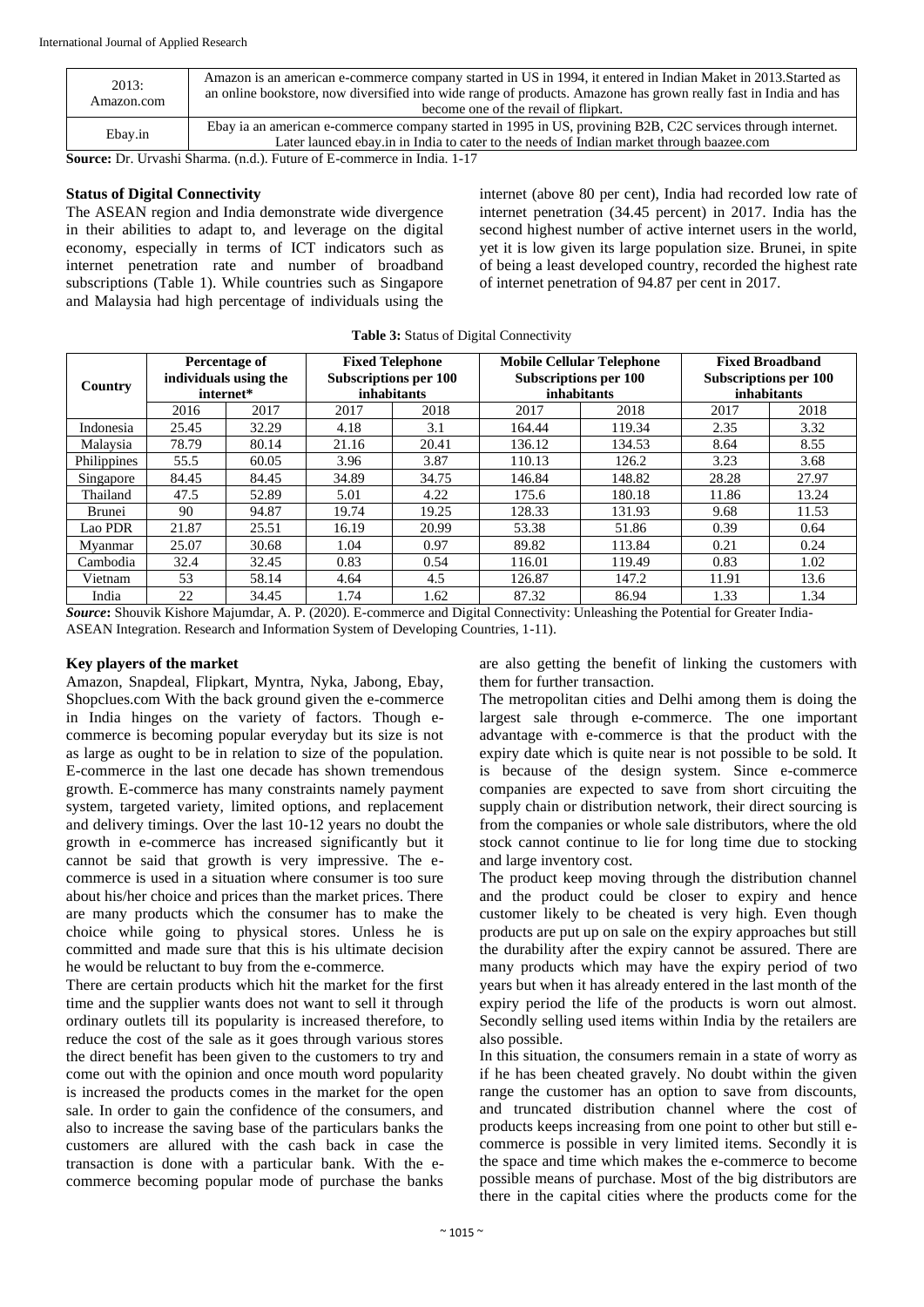| 2013: Amazon.com | Amazon is an american e-commerce company started in US in 1994, it entered in Indian Maket in 2013.Started as an online bookstore, now diversified into wide range of products. Amazone has grown really fast in India and has become one of the revail of flipkart. |
|---|---|
| Ebay.in | Ebay ia an american e-commerce company started in 1995 in US, provining B2B, C2C services through internet. Later launced ebay.in in India to cater to the needs of Indian market through baazee.com |

**Source:** Dr. Urvashi Sharma. (n.d.). Future of E-commerce in India. 1-17

### Status of Digital Connectivity

The ASEAN region and India demonstrate wide divergence in their abilities to adapt to, and leverage on the digital economy, especially in terms of ICT indicators such as internet penetration rate and number of broadband subscriptions (Table 1). While countries such as Singapore and Malaysia had high percentage of individuals using the internet (above 80 per cent), India had recorded low rate of internet penetration (34.45 percent) in 2017. India has the second highest number of active internet users in the world, yet it is low given its large population size. Brunei, in spite of being a least developed country, recorded the highest rate of internet penetration of 94.87 per cent in 2017.

**Table 3:** Status of Digital Connectivity

| Country | Percentage of individuals using the internet* | | Fixed Telephone Subscriptions per 100 inhabitants | | Mobile Cellular Telephone Subscriptions per 100 inhabitants | | Fixed Broadband Subscriptions per 100 inhabitants | |
|---|---|---|---|---|---|---|---|---|
| | 2016 | 2017 | 2017 | 2018 | 2017 | 2018 | 2017 | 2018 |
| Indonesia | 25.45 | 32.29 | 4.18 | 3.1 | 164.44 | 119.34 | 2.35 | 3.32 |
| Malaysia | 78.79 | 80.14 | 21.16 | 20.41 | 136.12 | 134.53 | 8.64 | 8.55 |
| Philippines | 55.5 | 60.05 | 3.96 | 3.87 | 110.13 | 126.2 | 3.23 | 3.68 |
| Singapore | 84.45 | 84.45 | 34.89 | 34.75 | 146.84 | 148.82 | 28.28 | 27.97 |
| Thailand | 47.5 | 52.89 | 5.01 | 4.22 | 175.6 | 180.18 | 11.86 | 13.24 |
| Brunei | 90 | 94.87 | 19.74 | 19.25 | 128.33 | 131.93 | 9.68 | 11.53 |
| Lao PDR | 21.87 | 25.51 | 16.19 | 20.99 | 53.38 | 51.86 | 0.39 | 0.64 |
| Myanmar | 25.07 | 30.68 | 1.04 | 0.97 | 89.82 | 113.84 | 0.21 | 0.24 |
| Cambodia | 32.4 | 32.45 | 0.83 | 0.54 | 116.01 | 119.49 | 0.83 | 1.02 |
| Vietnam | 53 | 58.14 | 4.64 | 4.5 | 126.87 | 147.2 | 11.91 | 13.6 |
| India | 22 | 34.45 | 1.74 | 1.62 | 87.32 | 86.94 | 1.33 | 1.34 |

***Source***: Shouvik Kishore Majumdar, A. P. (2020). E-commerce and Digital Connectivity: Unleashing the Potential for Greater India-ASEAN Integration. Research and Information System of Developing Countries, 1-11).

### Key players of the market

Amazon, Snapdeal, Flipkart, Myntra, Nyka, Jabong, Ebay, Shopclues.com With the back ground given the e-commerce in India hinges on the variety of factors. Though e-commerce is becoming popular everyday but its size is not as large as ought to be in relation to size of the population. E-commerce in the last one decade has shown tremendous growth. E-commerce has many constraints namely payment system, targeted variety, limited options, and replacement and delivery timings. Over the last 10-12 years no doubt the growth in e-commerce has increased significantly but it cannot be said that growth is very impressive. The e-commerce is used in a situation where consumer is too sure about his/her choice and prices than the market prices. There are many products which the consumer has to make the choice while going to physical stores. Unless he is committed and made sure that this is his ultimate decision he would be reluctant to buy from the e-commerce.

There are certain products which hit the market for the first time and the supplier wants does not want to sell it through ordinary outlets till its popularity is increased therefore, to reduce the cost of the sale as it goes through various stores the direct benefit has been given to the customers to try and come out with the opinion and once mouth word popularity is increased the products comes in the market for the open sale. In order to gain the confidence of the consumers, and also to increase the saving base of the particulars banks the customers are allured with the cash back in case the transaction is done with a particular bank. With the e-commerce becoming popular mode of purchase the banks are also getting the benefit of linking the customers with them for further transaction.

The metropolitan cities and Delhi among them is doing the largest sale through e-commerce. The one important advantage with e-commerce is that the product with the expiry date which is quite near is not possible to be sold. It is because of the design system. Since e-commerce companies are expected to save from short circuiting the supply chain or distribution network, their direct sourcing is from the companies or whole sale distributors, where the old stock cannot continue to lie for long time due to stocking and large inventory cost.

The product keep moving through the distribution channel and the product could be closer to expiry and hence customer likely to be cheated is very high. Even though products are put up on sale on the expiry approaches but still the durability after the expiry cannot be assured. There are many products which may have the expiry period of two years but when it has already entered in the last month of the expiry period the life of the products is worn out almost. Secondly selling used items within India by the retailers are also possible.

In this situation, the consumers remain in a state of worry as if he has been cheated gravely. No doubt within the given range the customer has an option to save from discounts, and truncated distribution channel where the cost of products keeps increasing from one point to other but still e-commerce is possible in very limited items. Secondly it is the space and time which makes the e-commerce to become possible means of purchase. Most of the big distributors are there in the capital cities where the products come for the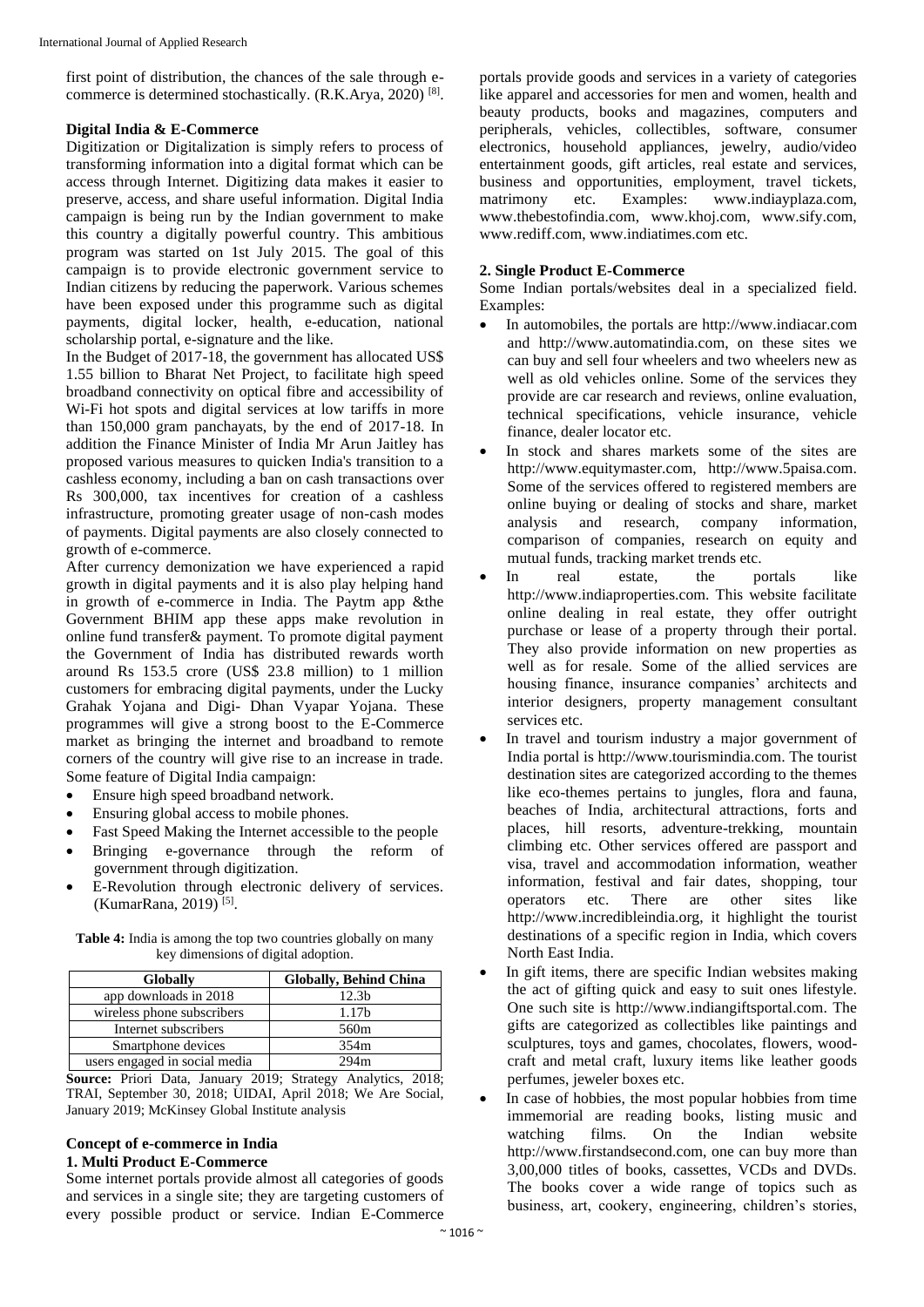first point of distribution, the chances of the sale through e-commerce is determined stochastically. (R.K.Arya, 2020) [8].

### Digital India & E-Commerce

Digitization or Digitalization is simply refers to process of transforming information into a digital format which can be access through Internet. Digitizing data makes it easier to preserve, access, and share useful information. Digital India campaign is being run by the Indian government to make this country a digitally powerful country. This ambitious program was started on 1st July 2015. The goal of this campaign is to provide electronic government service to Indian citizens by reducing the paperwork. Various schemes have been exposed under this programme such as digital payments, digital locker, health, e-education, national scholarship portal, e-signature and the like.

In the Budget of 2017-18, the government has allocated US$ 1.55 billion to Bharat Net Project, to facilitate high speed broadband connectivity on optical fibre and accessibility of Wi-Fi hot spots and digital services at low tariffs in more than 150,000 gram panchayats, by the end of 2017-18. In addition the Finance Minister of India Mr Arun Jaitley has proposed various measures to quicken India's transition to a cashless economy, including a ban on cash transactions over Rs 300,000, tax incentives for creation of a cashless infrastructure, promoting greater usage of non-cash modes of payments. Digital payments are also closely connected to growth of e-commerce.

After currency demonization we have experienced a rapid growth in digital payments and it is also play helping hand in growth of e-commerce in India. The Paytm app &the Government BHIM app these apps make revolution in online fund transfer& payment. To promote digital payment the Government of India has distributed rewards worth around Rs 153.5 crore (US$ 23.8 million) to 1 million customers for embracing digital payments, under the Lucky Grahak Yojana and Digi- Dhan Vyapar Yojana. These programmes will give a strong boost to the E-Commerce market as bringing the internet and broadband to remote corners of the country will give rise to an increase in trade. Some feature of Digital India campaign:

- Ensure high speed broadband network.
- Ensuring global access to mobile phones.
- Fast Speed Making the Internet accessible to the people
- Bringing e-governance through the reform of government through digitization.
- E-Revolution through electronic delivery of services. (KumarRana, 2019) [5].

**Table 4:** India is among the top two countries globally on many key dimensions of digital adoption.

| Globally | Globally, Behind China |
|---|---|
| app downloads in 2018 | 12.3b |
| wireless phone subscribers | 1.17b |
| Internet subscribers | 560m |
| Smartphone devices | 354m |
| users engaged in social media | 294m |

**Source:** Priori Data, January 2019; Strategy Analytics, 2018; TRAI, September 30, 2018; UIDAI, April 2018; We Are Social, January 2019; McKinsey Global Institute analysis

### Concept of e-commerce in India

#### 1. Multi Product E-Commerce

Some internet portals provide almost all categories of goods and services in a single site; they are targeting customers of every possible product or service. Indian E-Commerce portals provide goods and services in a variety of categories like apparel and accessories for men and women, health and beauty products, books and magazines, computers and peripherals, vehicles, collectibles, software, consumer electronics, household appliances, jewelry, audio/video entertainment goods, gift articles, real estate and services, business and opportunities, employment, travel tickets, matrimony etc. Examples: www.indiayplaza.com, www.thebestofindia.com, www.khoj.com, www.sify.com, www.rediff.com, www.indiatimes.com etc.

#### 2. Single Product E-Commerce

Some Indian portals/websites deal in a specialized field. Examples:

- In automobiles, the portals are http://www.indiacar.com and http://www.automatindia.com, on these sites we can buy and sell four wheelers and two wheelers new as well as old vehicles online. Some of the services they provide are car research and reviews, online evaluation, technical specifications, vehicle insurance, vehicle finance, dealer locator etc.
- In stock and shares markets some of the sites are http://www.equitymaster.com, http://www.5paisa.com. Some of the services offered to registered members are online buying or dealing of stocks and share, market analysis and research, company information, comparison of companies, research on equity and mutual funds, tracking market trends etc.
- In real estate, the portals like http://www.indiaproperties.com. This website facilitate online dealing in real estate, they offer outright purchase or lease of a property through their portal. They also provide information on new properties as well as for resale. Some of the allied services are housing finance, insurance companies' architects and interior designers, property management consultant services etc.
- In travel and tourism industry a major government of India portal is http://www.tourismindia.com. The tourist destination sites are categorized according to the themes like eco-themes pertains to jungles, flora and fauna, beaches of India, architectural attractions, forts and places, hill resorts, adventure-trekking, mountain climbing etc. Other services offered are passport and visa, travel and accommodation information, weather information, festival and fair dates, shopping, tour operators etc. There are other sites like http://www.incredibleindia.org, it highlight the tourist destinations of a specific region in India, which covers North East India.
- In gift items, there are specific Indian websites making the act of gifting quick and easy to suit ones lifestyle. One such site is http://www.indiangiftsportal.com. The gifts are categorized as collectibles like paintings and sculptures, toys and games, chocolates, flowers, wood-craft and metal craft, luxury items like leather goods perfumes, jeweler boxes etc.
- In case of hobbies, the most popular hobbies from time immemorial are reading books, listing music and watching films. On the Indian website http://www.firstandsecond.com, one can buy more than 3,00,000 titles of books, cassettes, VCDs and DVDs. The books cover a wide range of topics such as business, art, cookery, engineering, children's stories,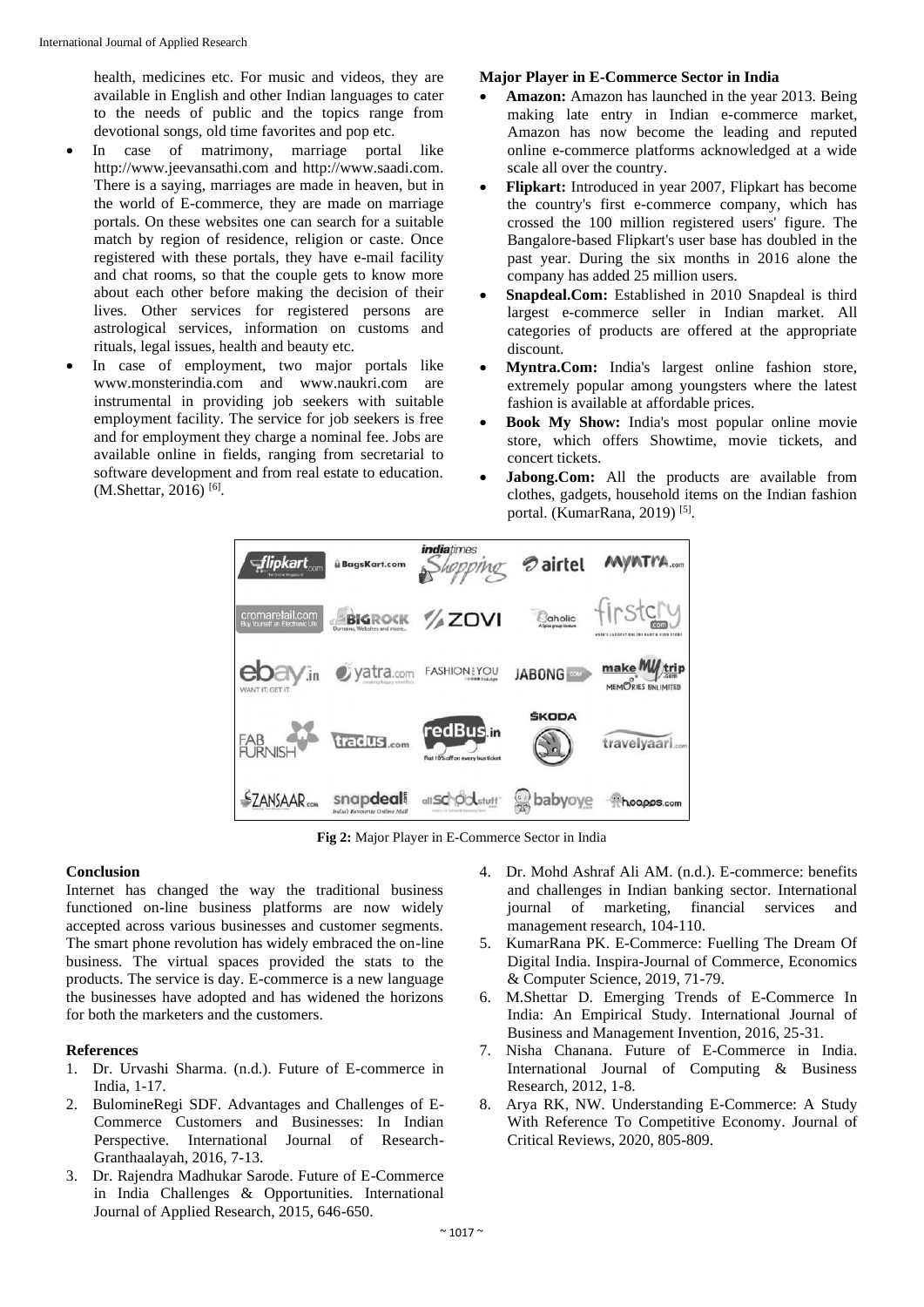health, medicines etc. For music and videos, they are available in English and other Indian languages to cater to the needs of public and the topics range from devotional songs, old time favorites and pop etc.

- In case of matrimony, marriage portal like http://www.jeevansathi.com and http://www.saadi.com. There is a saying, marriages are made in heaven, but in the world of E-commerce, they are made on marriage portals. On these websites one can search for a suitable match by region of residence, religion or caste. Once registered with these portals, they have e-mail facility and chat rooms, so that the couple gets to know more about each other before making the decision of their lives. Other services for registered persons are astrological services, information on customs and rituals, legal issues, health and beauty etc.
- In case of employment, two major portals like www.monsterindia.com and www.naukri.com are instrumental in providing job seekers with suitable employment facility. The service for job seekers is free and for employment they charge a nominal fee. Jobs are available online in fields, ranging from secretarial to software development and from real estate to education. (M.Shettar, 2016) [6].

**Major Player in E-Commerce Sector in India**

- **Amazon:** Amazon has launched in the year 2013. Being making late entry in Indian e-commerce market, Amazon has now become the leading and reputed online e-commerce platforms acknowledged at a wide scale all over the country.
- **Flipkart:** Introduced in year 2007, Flipkart has become the country's first e-commerce company, which has crossed the 100 million registered users' figure. The Bangalore-based Flipkart's user base has doubled in the past year. During the six months in 2016 alone the company has added 25 million users.
- **Snapdeal.Com:** Established in 2010 Snapdeal is third largest e-commerce seller in Indian market. All categories of products are offered at the appropriate discount.
- **Myntra.Com:** India's largest online fashion store, extremely popular among youngsters where the latest fashion is available at affordable prices.
- **Book My Show:** India's most popular online movie store, which offers Showtime, movie tickets, and concert tickets.
- **Jabong.Com:** All the products are available from clothes, gadgets, household items on the Indian fashion portal. (KumarRana, 2019) [5].

**Fig 2:** Major Player in E-Commerce Sector in India

**Conclusion**

Internet has changed the way the traditional business functioned on-line business platforms are now widely accepted across various businesses and customer segments. The smart phone revolution has widely embraced the on-line business. The virtual spaces provided the stats to the products. The service is day. E-commerce is a new language the businesses have adopted and has widened the horizons for both the marketers and the customers.

**References**

1. Dr. Urvashi Sharma. (n.d.). Future of E-commerce in India, 1-17.
2. BulomineRegi SDF. Advantages and Challenges of E-Commerce Customers and Businesses: In Indian Perspective. International Journal of Research-Granthaalayah, 2016, 7-13.
3. Dr. Rajendra Madhukar Sarode. Future of E-Commerce in India Challenges & Opportunities. International Journal of Applied Research, 2015, 646-650.
4. Dr. Mohd Ashraf Ali AM. (n.d.). E-commerce: benefits and challenges in Indian banking sector. International journal of marketing, financial services and management research, 104-110.
5. KumarRana PK. E-Commerce: Fuelling The Dream Of Digital India. Inspira-Journal of Commerce, Economics & Computer Science, 2019, 71-79.
6. M.Shettar D. Emerging Trends of E-Commerce In India: An Empirical Study. International Journal of Business and Management Invention, 2016, 25-31.
7. Nisha Chanana. Future of E-Commerce in India. International Journal of Computing & Business Research, 2012, 1-8.
8. Arya RK, NW. Understanding E-Commerce: A Study With Reference To Competitive Economy. Journal of Critical Reviews, 2020, 805-809.